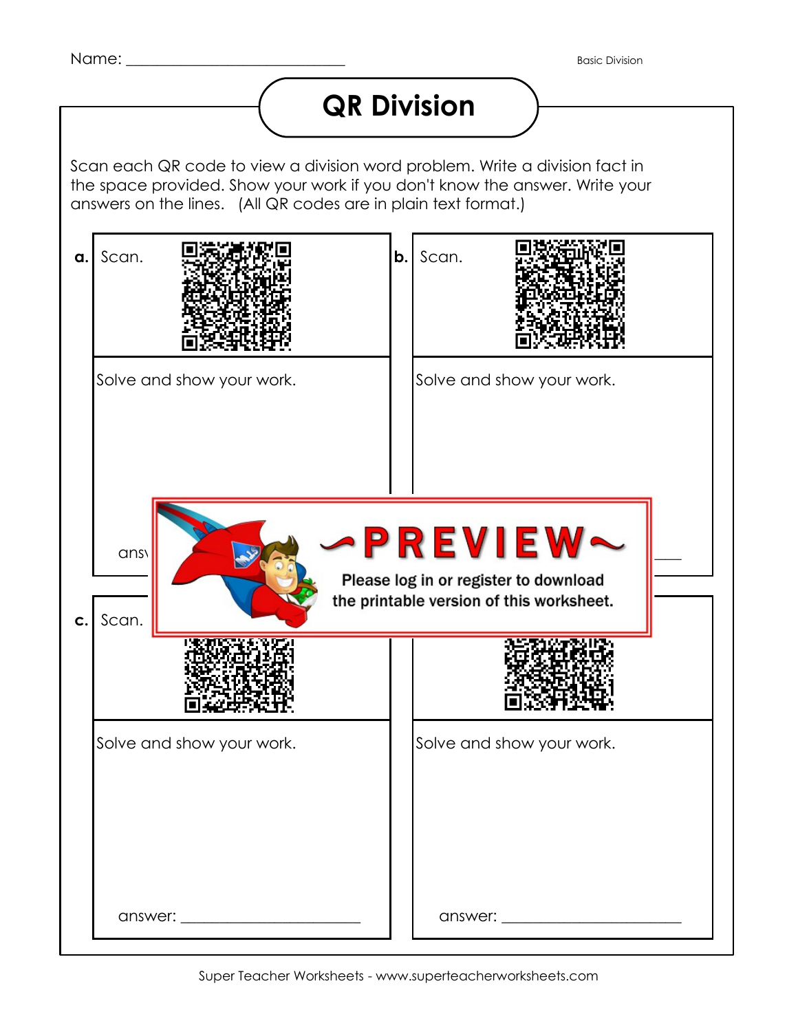Name: ______________________________

Basic Division

# QR Division

Scan each QR code to view a division word problem. Write a division fact in the space provided. Show your work if you don't know the answer. Write your answers on the lines. (All QR codes are in plain text format.)

**a.** Scan.

Solve and show your work.

answer: ______________________

**b.** Scan.

Solve and show your work.

answer: ______________________

~PREVIEW~

Please log in or register to download the printable version of this worksheet.

**c.** Scan.

Solve and show your work.

answer: ______________________

**d.** Scan.

Solve and show your work.

answer: ______________________

Super Teacher Worksheets - www.superteacherworksheets.com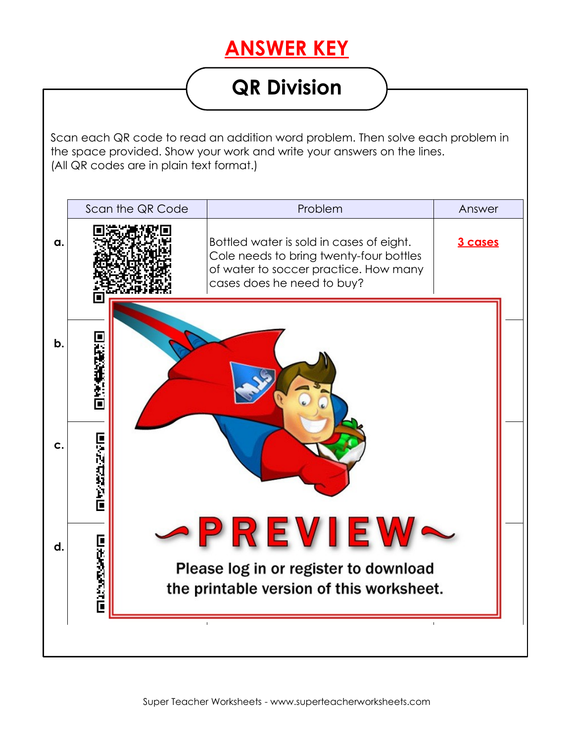# ANSWER KEY

## QR Division

Scan each QR code to read an addition word problem. Then solve each problem in the space provided. Show your work and write your answers on the lines.
(All QR codes are in plain text format.)

| | Scan the QR Code | Problem | Answer |
|---|---|---|---|
| **a.** | | Bottled water is sold in cases of eight. Cole needs to bring twenty-four bottles of water to soccer practice. How many cases does he need to buy? | 3 cases |
| **b.** | | | |
| **c.** | | | |
| **d.** | | | |

~PREVIEW~

Please log in or register to download the printable version of this worksheet.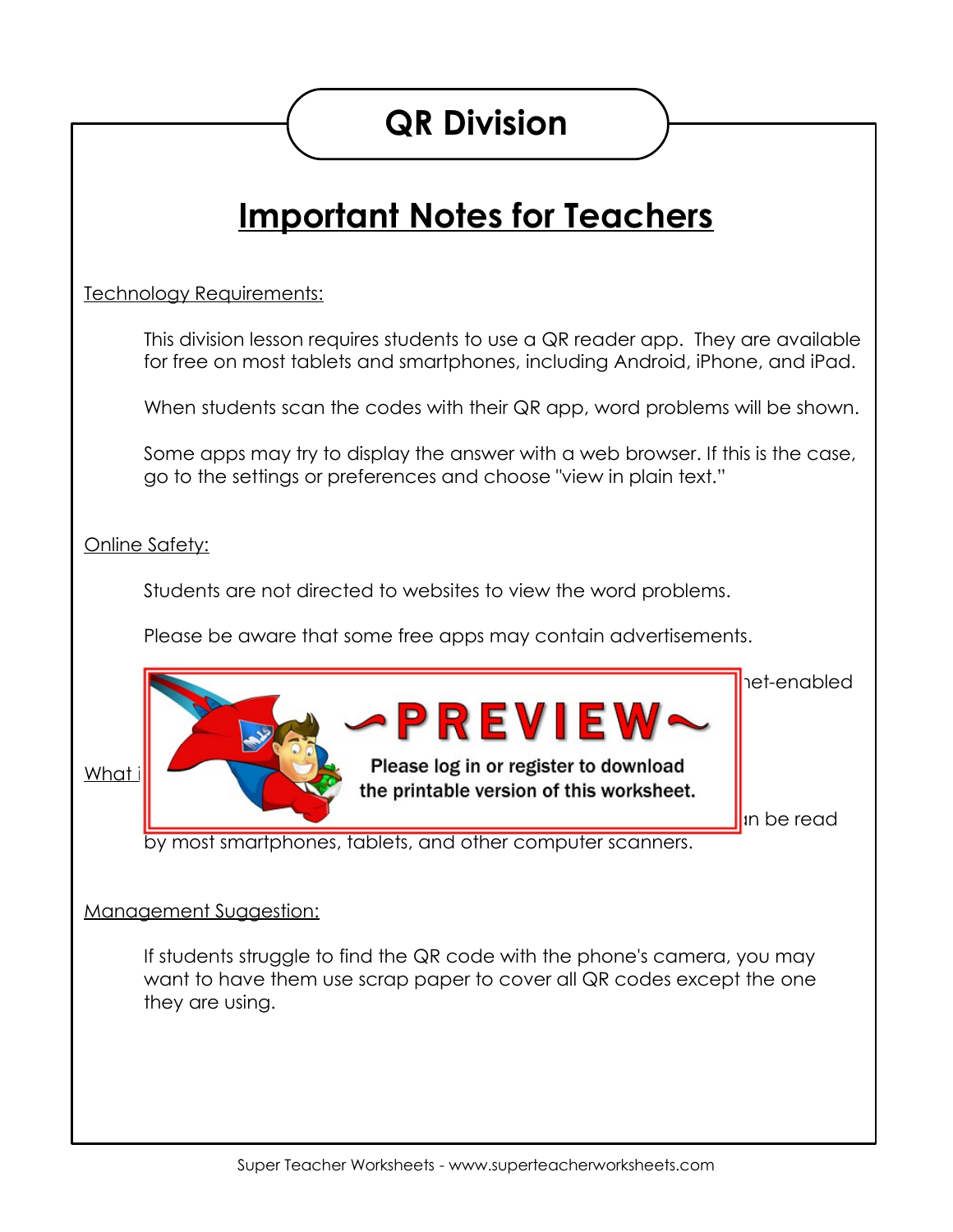# QR Division

## Important Notes for Teachers

Technology Requirements:

This division lesson requires students to use a QR reader app. They are available for free on most tablets and smartphones, including Android, iPhone, and iPad.

When students scan the codes with their QR app, word problems will be shown.

Some apps may try to display the answer with a web browser. If this is the case, go to the settings or preferences and choose "view in plain text."

Online Safety:

Students are not directed to websites to view the word problems.

Please be aware that some free apps may contain advertisements.

~PREVIEW~

Please log in or register to download the printable version of this worksheet.

net-enabled

What i

an be read by most smartphones, tablets, and other computer scanners.

Management Suggestion:

If students struggle to find the QR code with the phone's camera, you may want to have them use scrap paper to cover all QR codes except the one they are using.